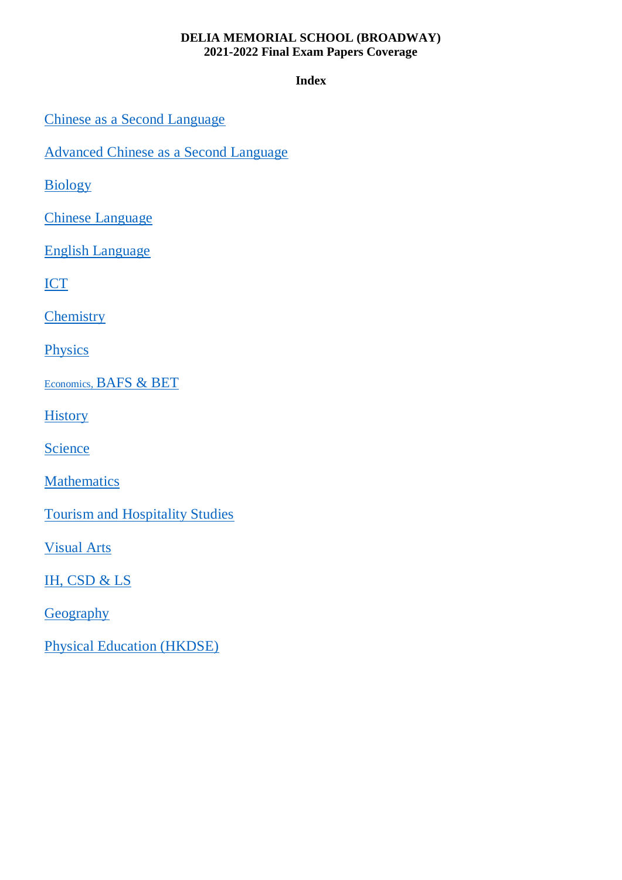**DELIA MEMORIAL SCHOOL (BROADWAY)**
**2021-2022 Final Exam Papers Coverage**

**Index**

Chinese as a Second Language

Advanced Chinese as a Second Language

Biology

Chinese Language

English Language

ICT

Chemistry

Physics

Economics, BAFS & BET

History

Science

Mathematics

Tourism and Hospitality Studies

Visual Arts

IH, CSD & LS

Geography

Physical Education (HKDSE)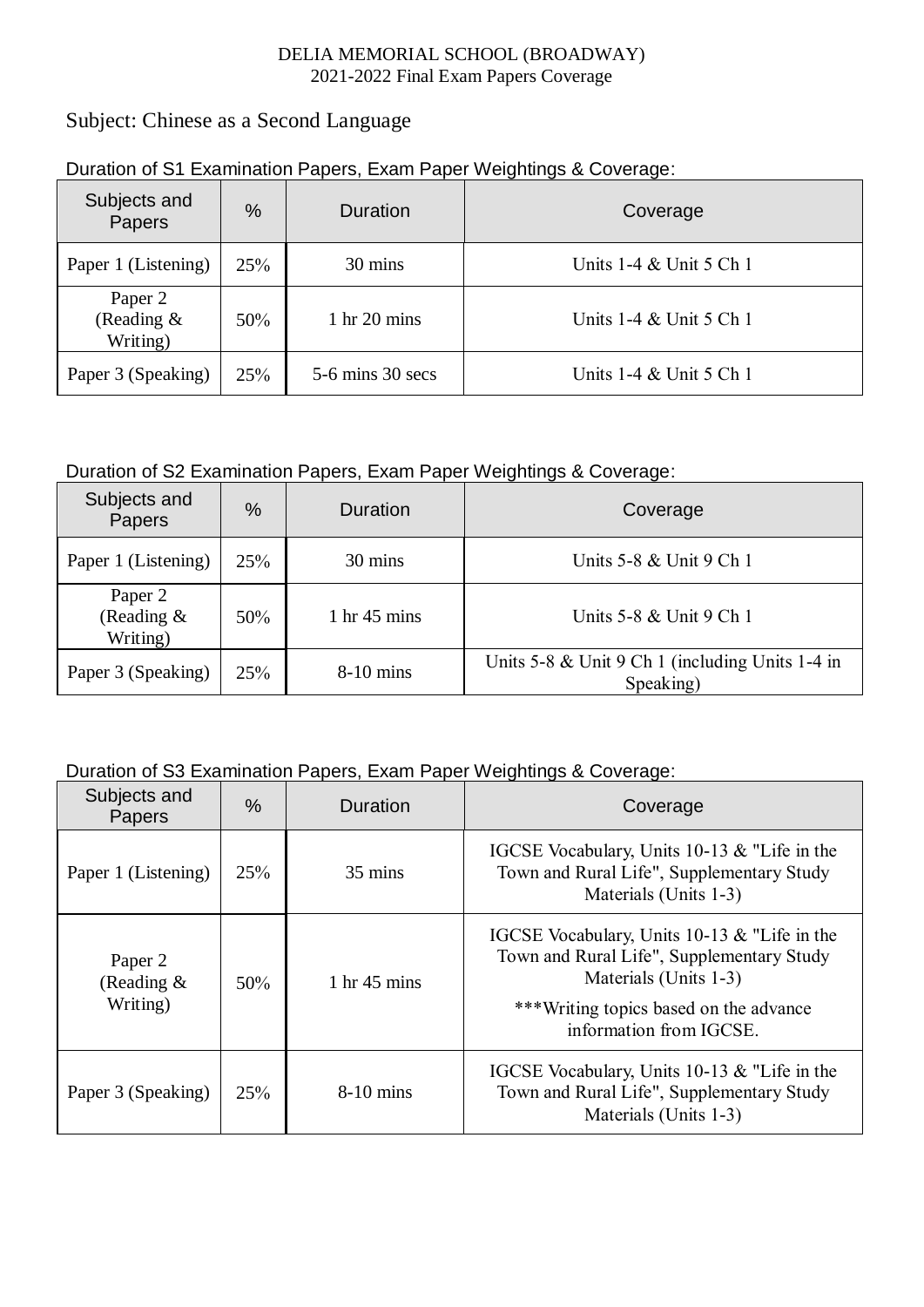DELIA MEMORIAL SCHOOL (BROADWAY)
2021-2022 Final Exam Papers Coverage

## Subject: Chinese as a Second Language

### Duration of S1 Examination Papers, Exam Paper Weightings & Coverage:

| Subjects and Papers | % | Duration | Coverage |
|---|---|---|---|
| Paper 1 (Listening) | 25% | 30 mins | Units 1-4 & Unit 5 Ch 1 |
| Paper 2 (Reading & Writing) | 50% | 1 hr 20 mins | Units 1-4 & Unit 5 Ch 1 |
| Paper 3 (Speaking) | 25% | 5-6 mins 30 secs | Units 1-4 & Unit 5 Ch 1 |

### Duration of S2 Examination Papers, Exam Paper Weightings & Coverage:

| Subjects and Papers | % | Duration | Coverage |
|---|---|---|---|
| Paper 1 (Listening) | 25% | 30 mins | Units 5-8 & Unit 9 Ch 1 |
| Paper 2 (Reading & Writing) | 50% | 1 hr 45 mins | Units 5-8 & Unit 9 Ch 1 |
| Paper 3 (Speaking) | 25% | 8-10 mins | Units 5-8 & Unit 9 Ch 1 (including Units 1-4 in Speaking) |

### Duration of S3 Examination Papers, Exam Paper Weightings & Coverage:

| Subjects and Papers | % | Duration | Coverage |
|---|---|---|---|
| Paper 1 (Listening) | 25% | 35 mins | IGCSE Vocabulary, Units 10-13 & "Life in the Town and Rural Life", Supplementary Study Materials (Units 1-3) |
| Paper 2 (Reading & Writing) | 50% | 1 hr 45 mins | IGCSE Vocabulary, Units 10-13 & "Life in the Town and Rural Life", Supplementary Study Materials (Units 1-3)<br>***Writing topics based on the advance information from IGCSE. |
| Paper 3 (Speaking) | 25% | 8-10 mins | IGCSE Vocabulary, Units 10-13 & "Life in the Town and Rural Life", Supplementary Study Materials (Units 1-3) |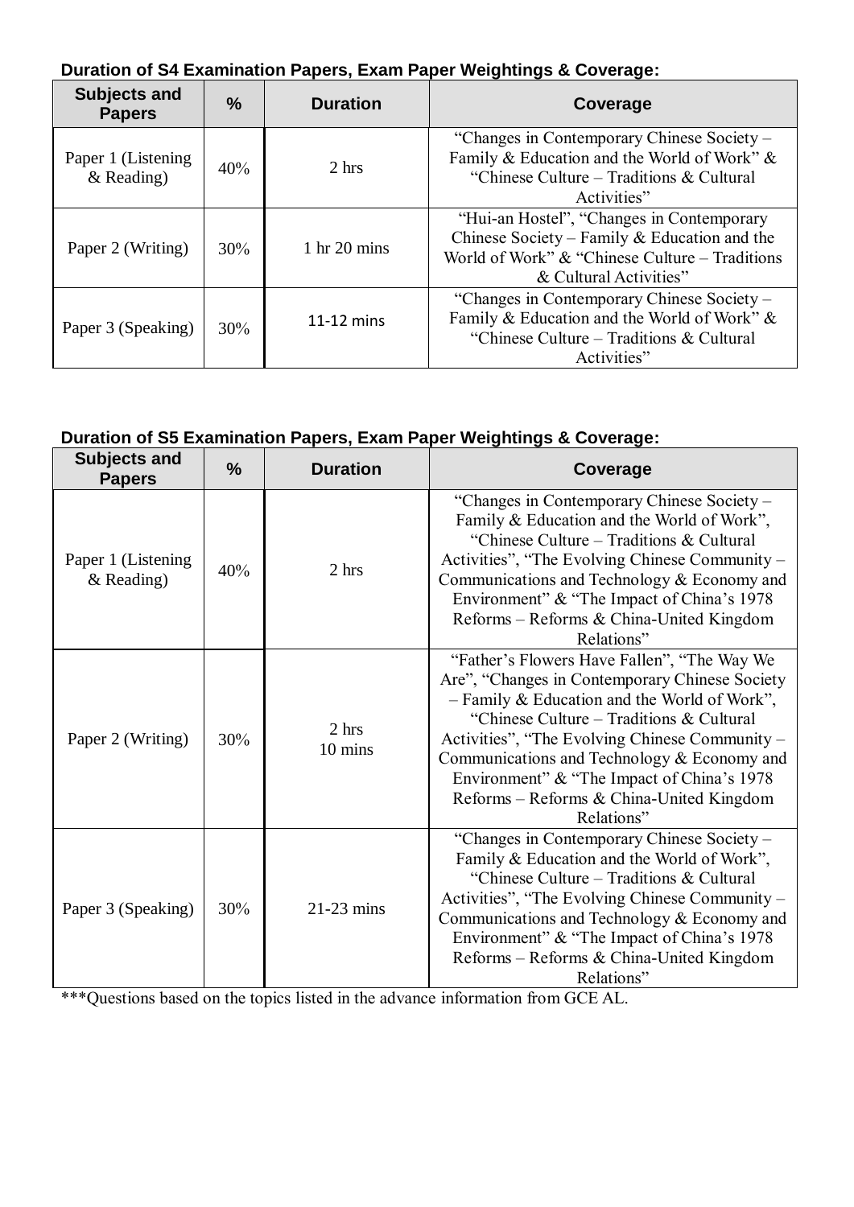**Duration of S4 Examination Papers, Exam Paper Weightings & Coverage:**

| Subjects and Papers | % | Duration | Coverage |
|---|---|---|---|
| Paper 1 (Listening & Reading) | 40% | 2 hrs | "Changes in Contemporary Chinese Society – Family & Education and the World of Work" & "Chinese Culture – Traditions & Cultural Activities" |
| Paper 2 (Writing) | 30% | 1 hr 20 mins | "Hui-an Hostel", "Changes in Contemporary Chinese Society – Family & Education and the World of Work" & "Chinese Culture – Traditions & Cultural Activities" |
| Paper 3 (Speaking) | 30% | 11-12 mins | "Changes in Contemporary Chinese Society – Family & Education and the World of Work" & "Chinese Culture – Traditions & Cultural Activities" |

**Duration of S5 Examination Papers, Exam Paper Weightings & Coverage:**

| Subjects and Papers | % | Duration | Coverage |
|---|---|---|---|
| Paper 1 (Listening & Reading) | 40% | 2 hrs | "Changes in Contemporary Chinese Society – Family & Education and the World of Work", "Chinese Culture – Traditions & Cultural Activities", "The Evolving Chinese Community – Communications and Technology & Economy and Environment" & "The Impact of China's 1978 Reforms – Reforms & China-United Kingdom Relations" |
| Paper 2 (Writing) | 30% | 2 hrs 10 mins | "Father's Flowers Have Fallen", "The Way We Are", "Changes in Contemporary Chinese Society – Family & Education and the World of Work", "Chinese Culture – Traditions & Cultural Activities", "The Evolving Chinese Community – Communications and Technology & Economy and Environment" & "The Impact of China's 1978 Reforms – Reforms & China-United Kingdom Relations" |
| Paper 3 (Speaking) | 30% | 21-23 mins | "Changes in Contemporary Chinese Society – Family & Education and the World of Work", "Chinese Culture – Traditions & Cultural Activities", "The Evolving Chinese Community – Communications and Technology & Economy and Environment" & "The Impact of China's 1978 Reforms – Reforms & China-United Kingdom Relations" |

***Questions based on the topics listed in the advance information from GCE AL.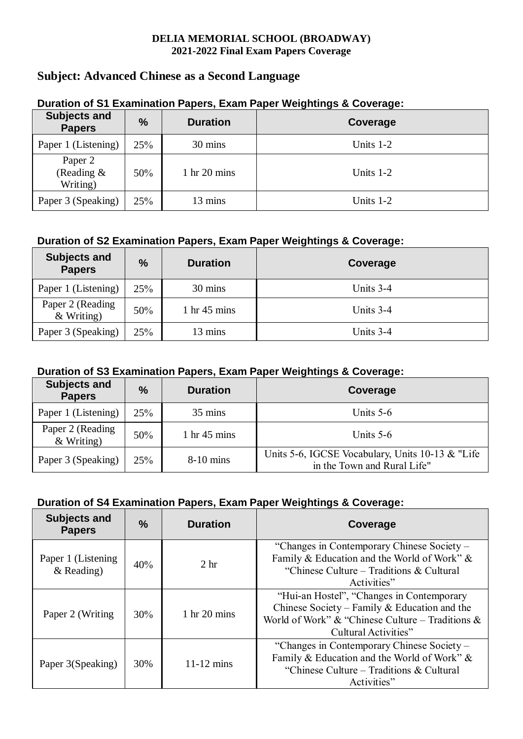**DELIA MEMORIAL SCHOOL (BROADWAY)**
**2021-2022 Final Exam Papers Coverage**

## Subject: Advanced Chinese as a Second Language

### Duration of S1 Examination Papers, Exam Paper Weightings & Coverage:

| Subjects and Papers | % | Duration | Coverage |
|---|---|---|---|
| Paper 1 (Listening) | 25% | 30 mins | Units 1-2 |
| Paper 2 (Reading & Writing) | 50% | 1 hr 20 mins | Units 1-2 |
| Paper 3 (Speaking) | 25% | 13 mins | Units 1-2 |

### Duration of S2 Examination Papers, Exam Paper Weightings & Coverage:

| Subjects and Papers | % | Duration | Coverage |
|---|---|---|---|
| Paper 1 (Listening) | 25% | 30 mins | Units 3-4 |
| Paper 2 (Reading & Writing) | 50% | 1 hr 45 mins | Units 3-4 |
| Paper 3 (Speaking) | 25% | 13 mins | Units 3-4 |

### Duration of S3 Examination Papers, Exam Paper Weightings & Coverage:

| Subjects and Papers | % | Duration | Coverage |
|---|---|---|---|
| Paper 1 (Listening) | 25% | 35 mins | Units 5-6 |
| Paper 2 (Reading & Writing) | 50% | 1 hr 45 mins | Units 5-6 |
| Paper 3 (Speaking) | 25% | 8-10 mins | Units 5-6, IGCSE Vocabulary, Units 10-13 & "Life in the Town and Rural Life" |

### Duration of S4 Examination Papers, Exam Paper Weightings & Coverage:

| Subjects and Papers | % | Duration | Coverage |
|---|---|---|---|
| Paper 1 (Listening & Reading) | 40% | 2 hr | "Changes in Contemporary Chinese Society – Family & Education and the World of Work" & "Chinese Culture – Traditions & Cultural Activities" |
| Paper 2 (Writing | 30% | 1 hr 20 mins | "Hui-an Hostel", "Changes in Contemporary Chinese Society – Family & Education and the World of Work" & "Chinese Culture – Traditions & Cultural Activities" |
| Paper 3(Speaking) | 30% | 11-12 mins | "Changes in Contemporary Chinese Society – Family & Education and the World of Work" & "Chinese Culture – Traditions & Cultural Activities" |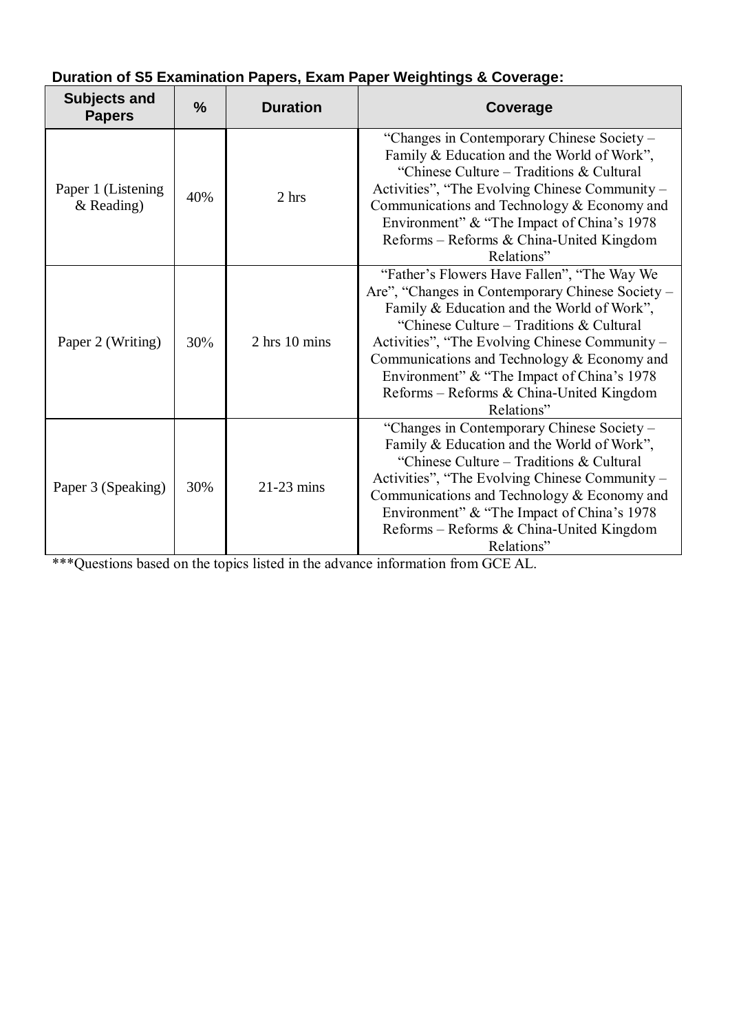**Duration of S5 Examination Papers, Exam Paper Weightings & Coverage:**

| Subjects and Papers | % | Duration | Coverage |
|---|---|---|---|
| Paper 1 (Listening & Reading) | 40% | 2 hrs | "Changes in Contemporary Chinese Society – Family & Education and the World of Work", "Chinese Culture – Traditions & Cultural Activities", "The Evolving Chinese Community – Communications and Technology & Economy and Environment" & "The Impact of China's 1978 Reforms – Reforms & China-United Kingdom Relations" |
| Paper 2 (Writing) | 30% | 2 hrs 10 mins | "Father's Flowers Have Fallen", "The Way We Are", "Changes in Contemporary Chinese Society – Family & Education and the World of Work", "Chinese Culture – Traditions & Cultural Activities", "The Evolving Chinese Community – Communications and Technology & Economy and Environment" & "The Impact of China's 1978 Reforms – Reforms & China-United Kingdom Relations" |
| Paper 3 (Speaking) | 30% | 21-23 mins | "Changes in Contemporary Chinese Society – Family & Education and the World of Work", "Chinese Culture – Traditions & Cultural Activities", "The Evolving Chinese Community – Communications and Technology & Economy and Environment" & "The Impact of China's 1978 Reforms – Reforms & China-United Kingdom Relations" |

***Questions based on the topics listed in the advance information from GCE AL.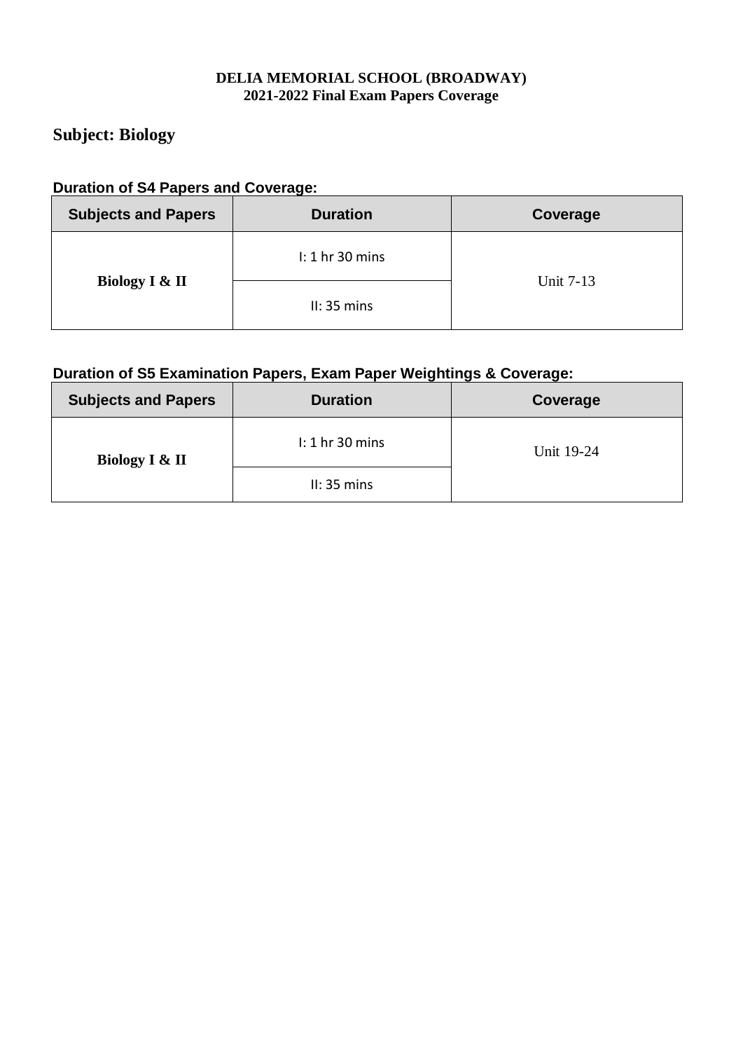**DELIA MEMORIAL SCHOOL (BROADWAY)**
**2021-2022 Final Exam Papers Coverage**

## Subject: Biology

### Duration of S4 Papers and Coverage:

| Subjects and Papers | Duration | Coverage |
|---|---|---|
| **Biology I & II** | I: 1 hr 30 mins | Unit 7-13 |
| | II: 35 mins | |

### Duration of S5 Examination Papers, Exam Paper Weightings & Coverage:

| Subjects and Papers | Duration | Coverage |
|---|---|---|
| **Biology I & II** | I: 1 hr 30 mins | Unit 19-24 |
| | II: 35 mins | |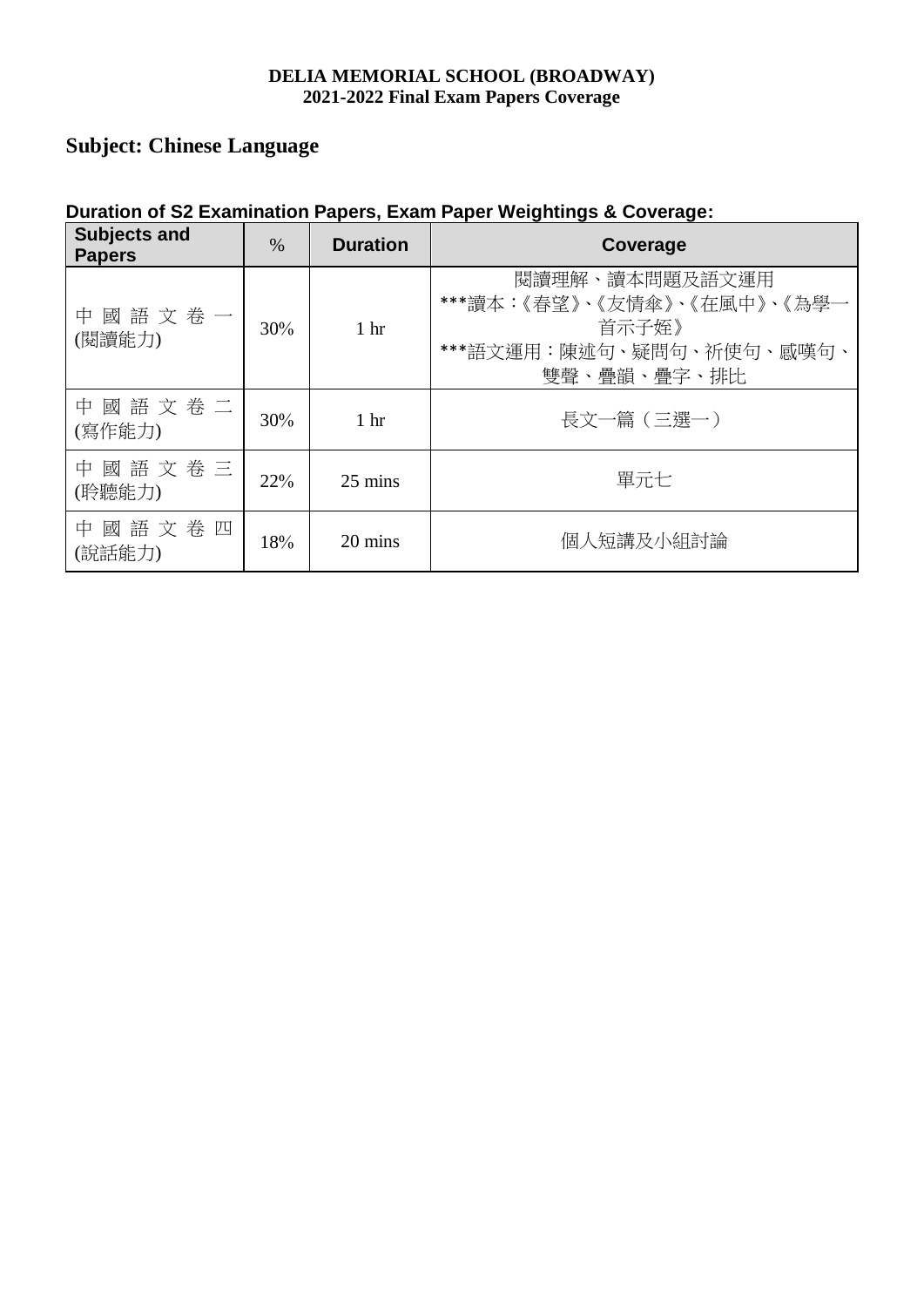**DELIA MEMORIAL SCHOOL (BROADWAY)**
**2021-2022 Final Exam Papers Coverage**

## Subject: Chinese Language

### Duration of S2 Examination Papers, Exam Paper Weightings & Coverage:

| Subjects and Papers | % | Duration | Coverage |
|---|---|---|---|
| 中國語文卷一 (閱讀能力) | 30% | 1 hr | 閱讀理解、讀本問題及語文運用<br>***讀本：《春望》、《友情傘》、《在風中》、《為學一首示子姪》<br>***語文運用：陳述句、疑問句、祈使句、感嘆句、雙聲、疊韻、疊字、排比 |
| 中國語文卷二 (寫作能力) | 30% | 1 hr | 長文一篇（三選一） |
| 中國語文卷三 (聆聽能力) | 22% | 25 mins | 單元七 |
| 中國語文卷四 (說話能力) | 18% | 20 mins | 個人短講及小組討論 |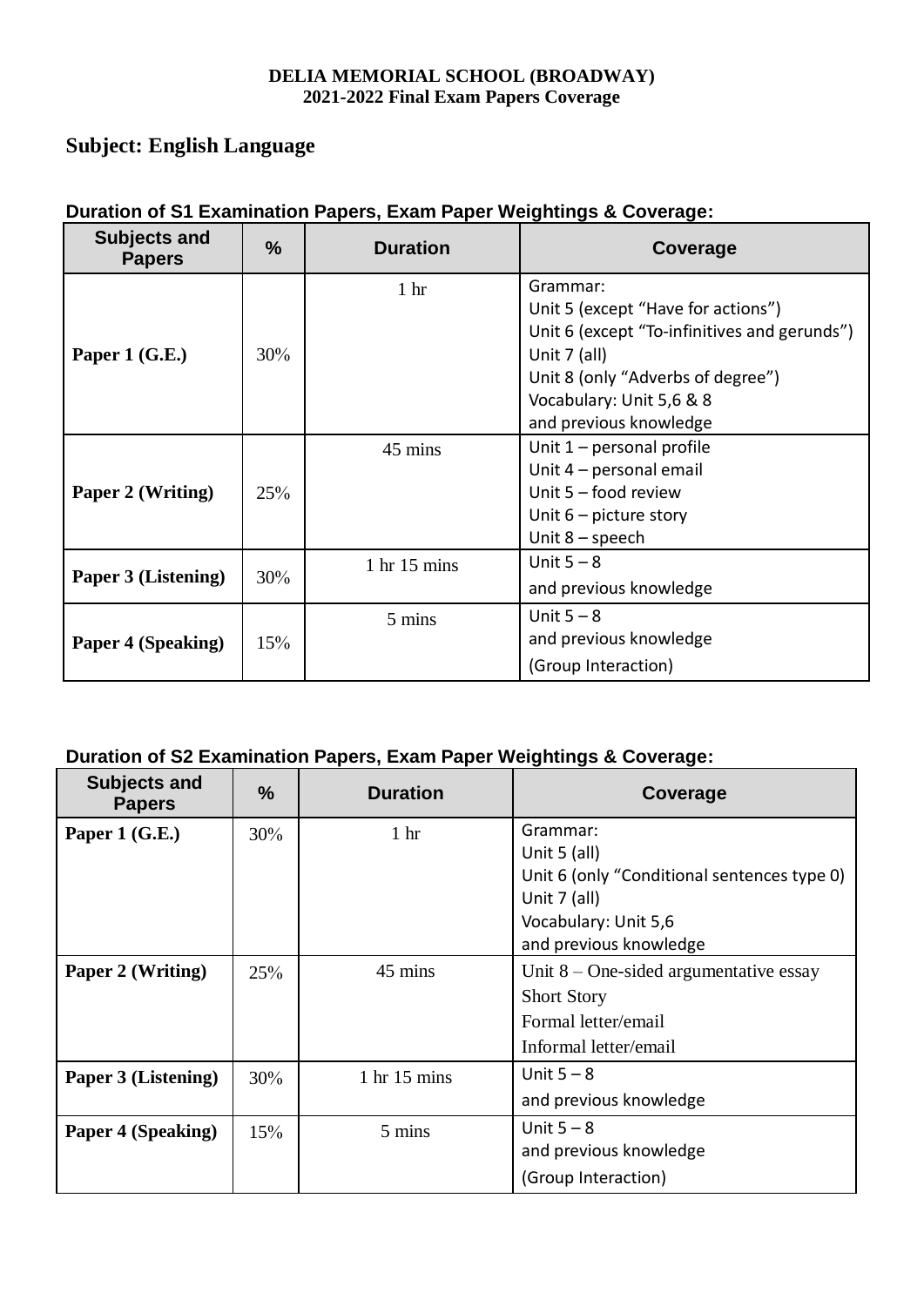**DELIA MEMORIAL SCHOOL (BROADWAY)**
**2021-2022 Final Exam Papers Coverage**

## Subject: English Language

**Duration of S1 Examination Papers, Exam Paper Weightings & Coverage:**

| Subjects and Papers | % | Duration | Coverage |
|---|---|---|---|
| **Paper 1 (G.E.)** | 30% | 1 hr | Grammar:<br>Unit 5 (except "Have for actions")<br>Unit 6 (except "To-infinitives and gerunds")<br>Unit 7 (all)<br>Unit 8 (only "Adverbs of degree")<br>Vocabulary: Unit 5,6 & 8<br>and previous knowledge |
| **Paper 2 (Writing)** | 25% | 45 mins | Unit 1 – personal profile<br>Unit 4 – personal email<br>Unit 5 – food review<br>Unit 6 – picture story<br>Unit 8 – speech |
| **Paper 3 (Listening)** | 30% | 1 hr 15 mins | Unit 5 – 8<br>and previous knowledge |
| **Paper 4 (Speaking)** | 15% | 5 mins | Unit 5 – 8<br>and previous knowledge<br>(Group Interaction) |

**Duration of S2 Examination Papers, Exam Paper Weightings & Coverage:**

| Subjects and Papers | % | Duration | Coverage |
|---|---|---|---|
| **Paper 1 (G.E.)** | 30% | 1 hr | Grammar:<br>Unit 5 (all)<br>Unit 6 (only "Conditional sentences type 0)<br>Unit 7 (all)<br>Vocabulary: Unit 5,6<br>and previous knowledge |
| **Paper 2 (Writing)** | 25% | 45 mins | Unit 8 – One-sided argumentative essay<br>Short Story<br>Formal letter/email<br>Informal letter/email |
| **Paper 3 (Listening)** | 30% | 1 hr 15 mins | Unit 5 – 8<br>and previous knowledge |
| **Paper 4 (Speaking)** | 15% | 5 mins | Unit 5 – 8<br>and previous knowledge<br>(Group Interaction) |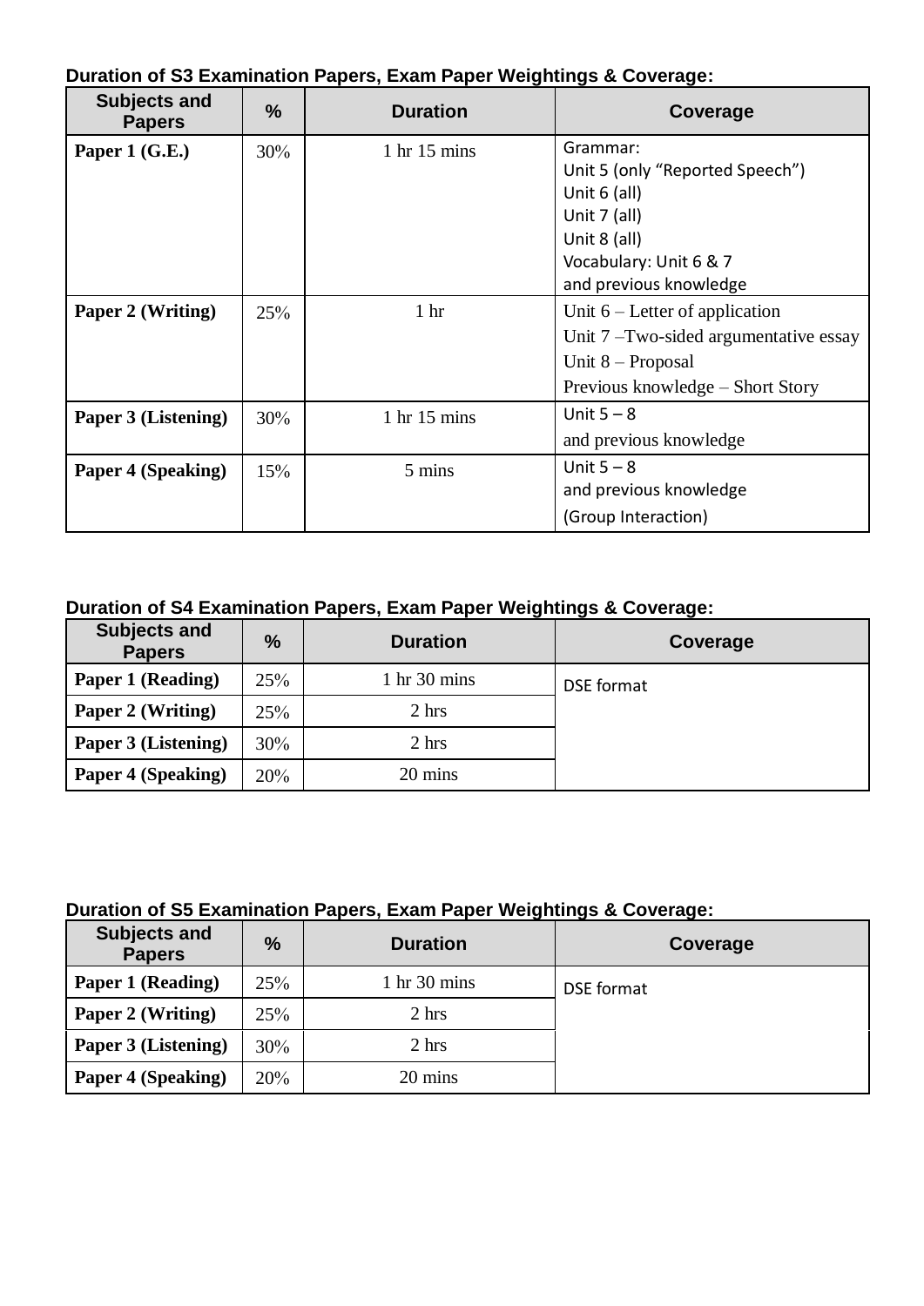**Duration of S3 Examination Papers, Exam Paper Weightings & Coverage:**

| Subjects and Papers | % | Duration | Coverage |
|---|---|---|---|
| **Paper 1 (G.E.)** | 30% | 1 hr 15 mins | Grammar:<br>Unit 5 (only "Reported Speech")<br>Unit 6 (all)<br>Unit 7 (all)<br>Unit 8 (all)<br>Vocabulary: Unit 6 & 7<br>and previous knowledge |
| **Paper 2 (Writing)** | 25% | 1 hr | Unit 6 – Letter of application<br>Unit 7 –Two-sided argumentative essay<br>Unit 8 – Proposal<br>Previous knowledge – Short Story |
| **Paper 3 (Listening)** | 30% | 1 hr 15 mins | Unit 5 – 8<br>and previous knowledge |
| **Paper 4 (Speaking)** | 15% | 5 mins | Unit 5 – 8<br>and previous knowledge<br>(Group Interaction) |

**Duration of S4 Examination Papers, Exam Paper Weightings & Coverage:**

| Subjects and Papers | % | Duration | Coverage |
|---|---|---|---|
| **Paper 1 (Reading)** | 25% | 1 hr 30 mins | DSE format |
| **Paper 2 (Writing)** | 25% | 2 hrs | |
| **Paper 3 (Listening)** | 30% | 2 hrs | |
| **Paper 4 (Speaking)** | 20% | 20 mins | |

**Duration of S5 Examination Papers, Exam Paper Weightings & Coverage:**

| Subjects and Papers | % | Duration | Coverage |
|---|---|---|---|
| **Paper 1 (Reading)** | 25% | 1 hr 30 mins | DSE format |
| **Paper 2 (Writing)** | 25% | 2 hrs | |
| **Paper 3 (Listening)** | 30% | 2 hrs | |
| **Paper 4 (Speaking)** | 20% | 20 mins | |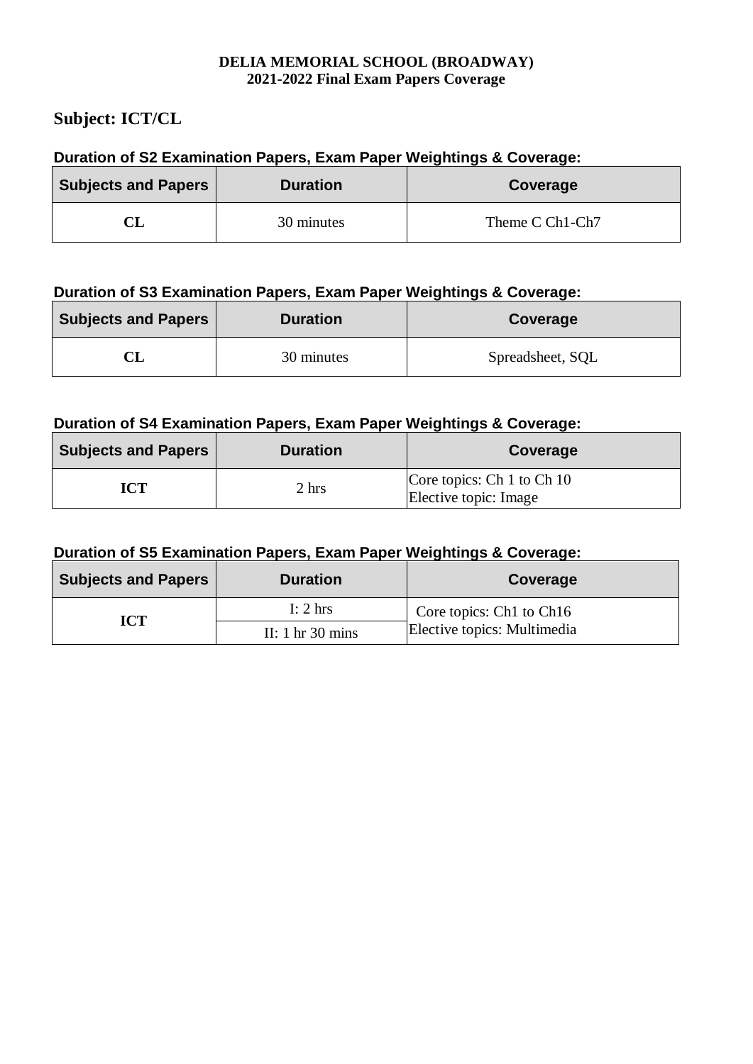**DELIA MEMORIAL SCHOOL (BROADWAY)**
**2021-2022 Final Exam Papers Coverage**

## Subject: ICT/CL

### Duration of S2 Examination Papers, Exam Paper Weightings & Coverage:

| Subjects and Papers | Duration | Coverage |
| --- | --- | --- |
| **CL** | 30 minutes | Theme C Ch1-Ch7 |

### Duration of S3 Examination Papers, Exam Paper Weightings & Coverage:

| Subjects and Papers | Duration | Coverage |
| --- | --- | --- |
| **CL** | 30 minutes | Spreadsheet, SQL |

### Duration of S4 Examination Papers, Exam Paper Weightings & Coverage:

| Subjects and Papers | Duration | Coverage |
| --- | --- | --- |
| **ICT** | 2 hrs | Core topics: Ch 1 to Ch 10<br>Elective topic: Image |

### Duration of S5 Examination Papers, Exam Paper Weightings & Coverage:

| Subjects and Papers | Duration | Coverage |
| --- | --- | --- |
| **ICT** | I: 2 hrs | Core topics: Ch1 to Ch16<br>Elective topics: Multimedia |
| | II: 1 hr 30 mins | |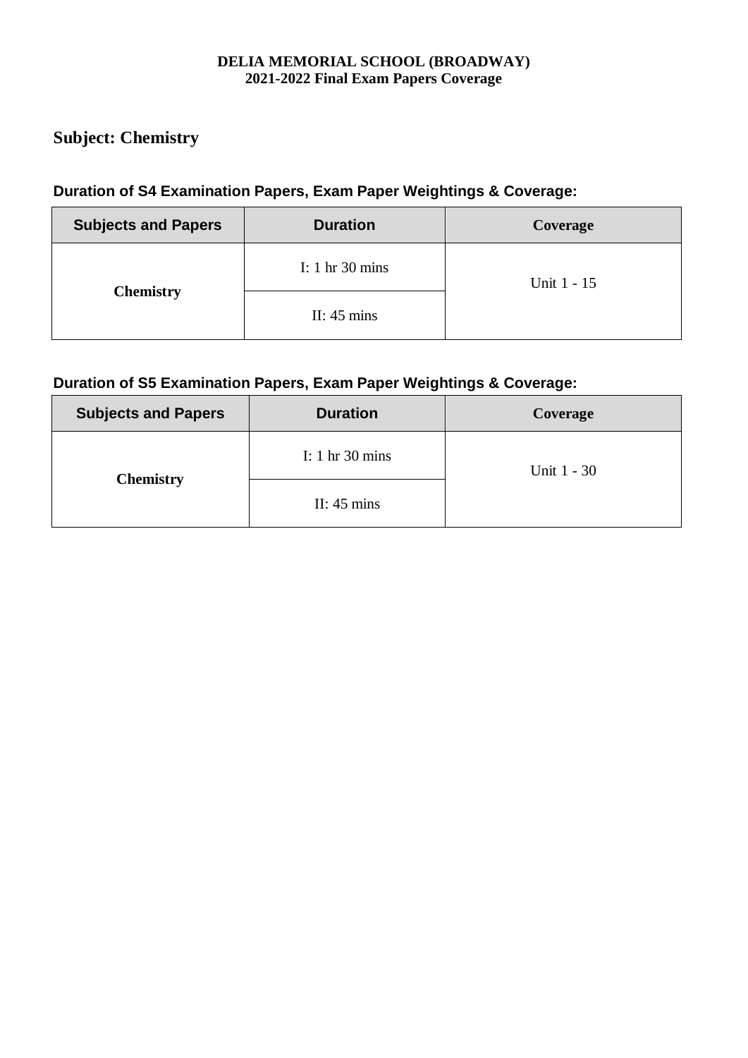**DELIA MEMORIAL SCHOOL (BROADWAY)**
**2021-2022 Final Exam Papers Coverage**

## Subject: Chemistry

### Duration of S4 Examination Papers, Exam Paper Weightings & Coverage:

| Subjects and Papers | Duration | Coverage |
|---|---|---|
| **Chemistry** | I: 1 hr 30 mins | Unit 1 - 15 |
| | II: 45 mins | |

### Duration of S5 Examination Papers, Exam Paper Weightings & Coverage:

| Subjects and Papers | Duration | Coverage |
|---|---|---|
| **Chemistry** | I: 1 hr 30 mins | Unit 1 - 30 |
| | II: 45 mins | |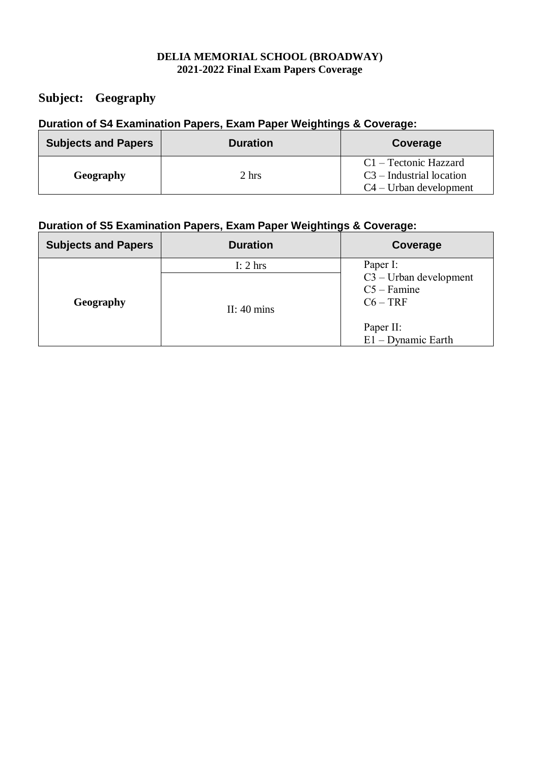**DELIA MEMORIAL SCHOOL (BROADWAY)**
**2021-2022 Final Exam Papers Coverage**

## Subject: Geography

### Duration of S4 Examination Papers, Exam Paper Weightings & Coverage:

| Subjects and Papers | Duration | Coverage |
|---|---|---|
| **Geography** | 2 hrs | C1 – Tectonic Hazzard<br>C3 – Industrial location<br>C4 – Urban development |

### Duration of S5 Examination Papers, Exam Paper Weightings & Coverage:

| Subjects and Papers | Duration | Coverage |
|---|---|---|
| **Geography** | I: 2 hrs<br>II: 40 mins | Paper I:<br>C3 – Urban development<br>C5 – Famine<br>C6 – TRF<br><br>Paper II:<br>E1 – Dynamic Earth |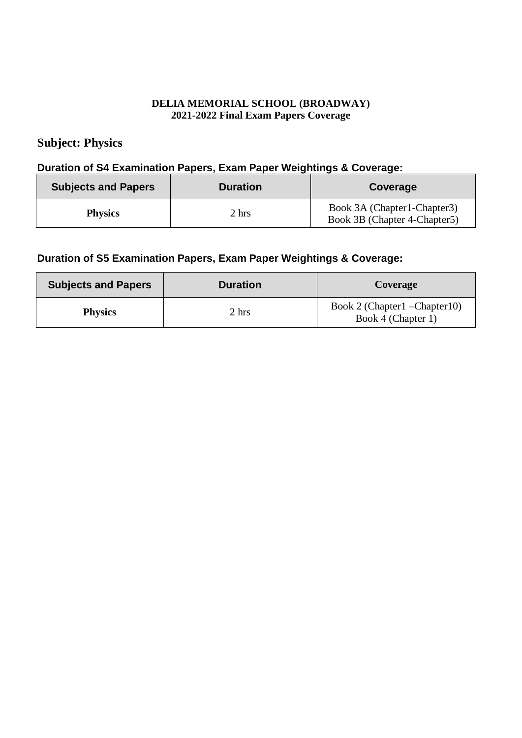**DELIA MEMORIAL SCHOOL (BROADWAY)**
**2021-2022 Final Exam Papers Coverage**

## Subject: Physics

### Duration of S4 Examination Papers, Exam Paper Weightings & Coverage:

| Subjects and Papers | Duration | Coverage |
| --- | --- | --- |
| **Physics** | 2 hrs | Book 3A (Chapter1-Chapter3)<br>Book 3B (Chapter 4-Chapter5) |

### Duration of S5 Examination Papers, Exam Paper Weightings & Coverage:

| Subjects and Papers | Duration | Coverage |
| --- | --- | --- |
| **Physics** | 2 hrs | Book 2 (Chapter1 –Chapter10)<br>Book 4 (Chapter 1) |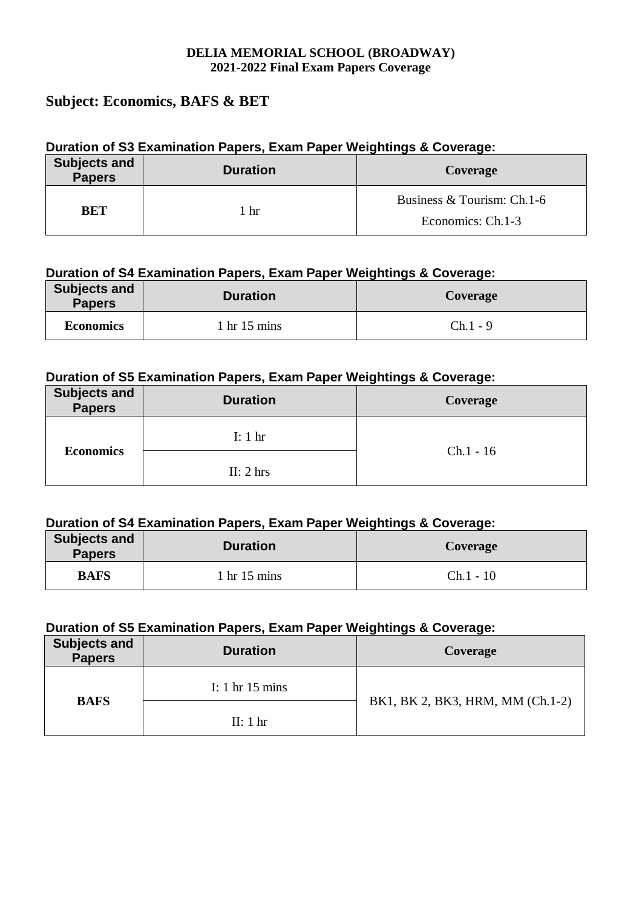**DELIA MEMORIAL SCHOOL (BROADWAY)**
**2021-2022 Final Exam Papers Coverage**

## Subject: Economics, BAFS & BET

### Duration of S3 Examination Papers, Exam Paper Weightings & Coverage:

| Subjects and Papers | Duration | Coverage |
|---|---|---|
| **BET** | 1 hr | Business & Tourism: Ch.1-6<br>Economics: Ch.1-3 |

### Duration of S4 Examination Papers, Exam Paper Weightings & Coverage:

| Subjects and Papers | Duration | Coverage |
|---|---|---|
| **Economics** | 1 hr 15 mins | Ch.1 - 9 |

### Duration of S5 Examination Papers, Exam Paper Weightings & Coverage:

| Subjects and Papers | Duration | Coverage |
|---|---|---|
| **Economics** | I: 1 hr | Ch.1 - 16 |
| | II: 2 hrs | |

### Duration of S4 Examination Papers, Exam Paper Weightings & Coverage:

| Subjects and Papers | Duration | Coverage |
|---|---|---|
| **BAFS** | 1 hr 15 mins | Ch.1 - 10 |

### Duration of S5 Examination Papers, Exam Paper Weightings & Coverage:

| Subjects and Papers | Duration | Coverage |
|---|---|---|
| **BAFS** | I: 1 hr 15 mins | BK1, BK 2, BK3, HRM, MM (Ch.1-2) |
| | II: 1 hr | |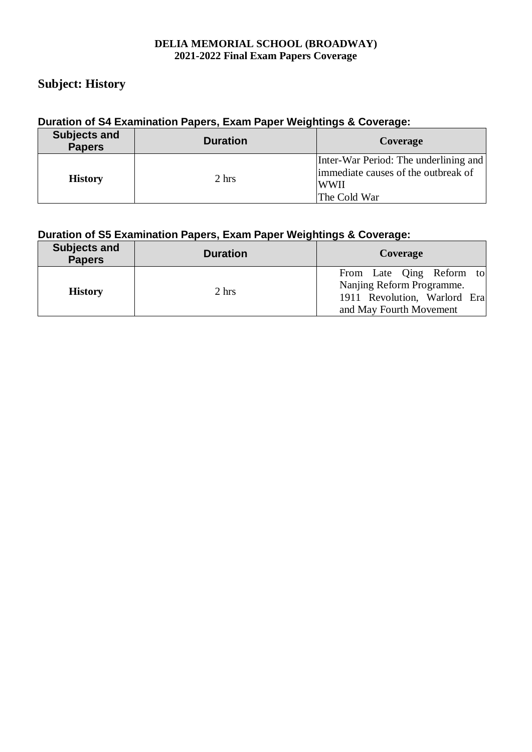**DELIA MEMORIAL SCHOOL (BROADWAY)**
**2021-2022 Final Exam Papers Coverage**

## Subject: History

### Duration of S4 Examination Papers, Exam Paper Weightings & Coverage:

| Subjects and Papers | Duration | Coverage |
|---|---|---|
| **History** | 2 hrs | Inter-War Period: The underlining and immediate causes of the outbreak of WWII<br>The Cold War |

### Duration of S5 Examination Papers, Exam Paper Weightings & Coverage:

| Subjects and Papers | Duration | Coverage |
|---|---|---|
| **History** | 2 hrs | From Late Qing Reform to Nanjing Reform Programme.<br>1911 Revolution, Warlord Era and May Fourth Movement |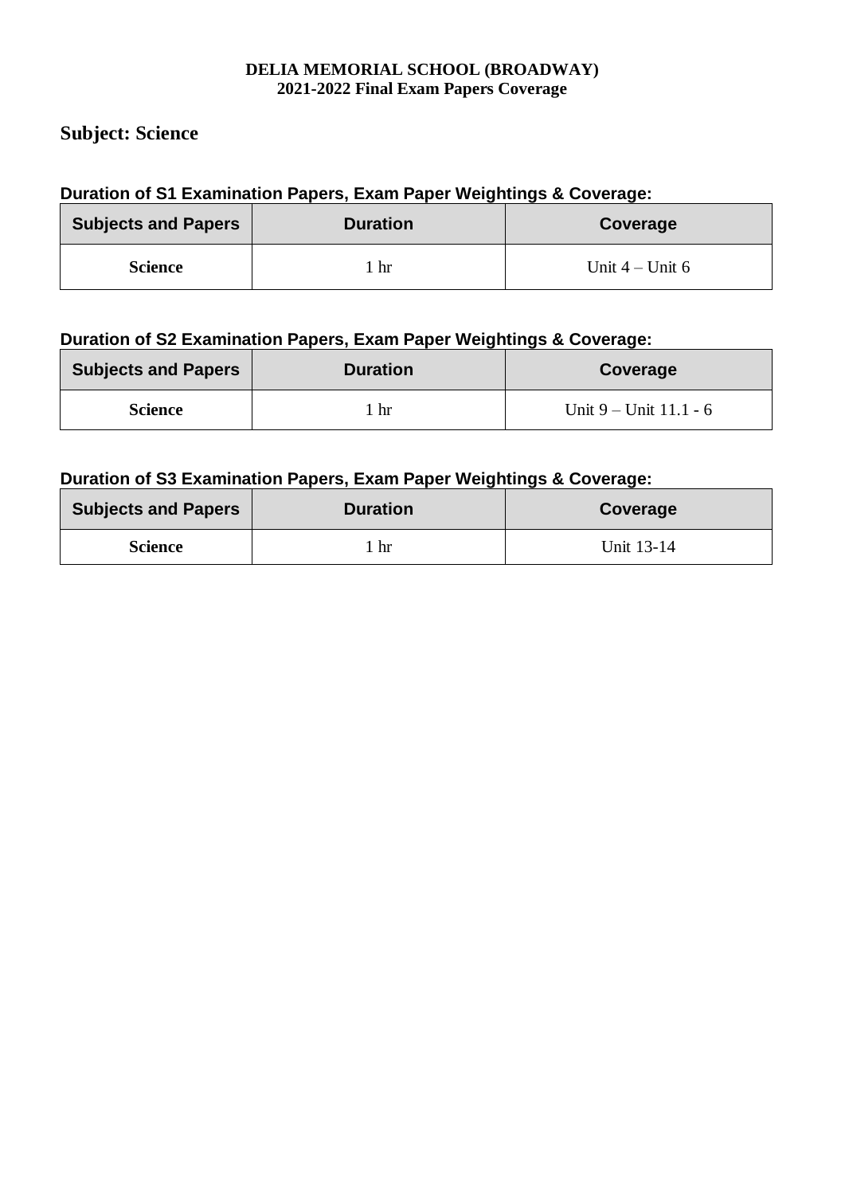**DELIA MEMORIAL SCHOOL (BROADWAY)**
**2021-2022 Final Exam Papers Coverage**

## Subject: Science

### Duration of S1 Examination Papers, Exam Paper Weightings & Coverage:

| Subjects and Papers | Duration | Coverage |
|---|---|---|
| **Science** | 1 hr | Unit 4 – Unit 6 |

### Duration of S2 Examination Papers, Exam Paper Weightings & Coverage:

| Subjects and Papers | Duration | Coverage |
|---|---|---|
| **Science** | 1 hr | Unit 9 – Unit 11.1 - 6 |

### Duration of S3 Examination Papers, Exam Paper Weightings & Coverage:

| Subjects and Papers | Duration | Coverage |
|---|---|---|
| **Science** | 1 hr | Unit 13-14 |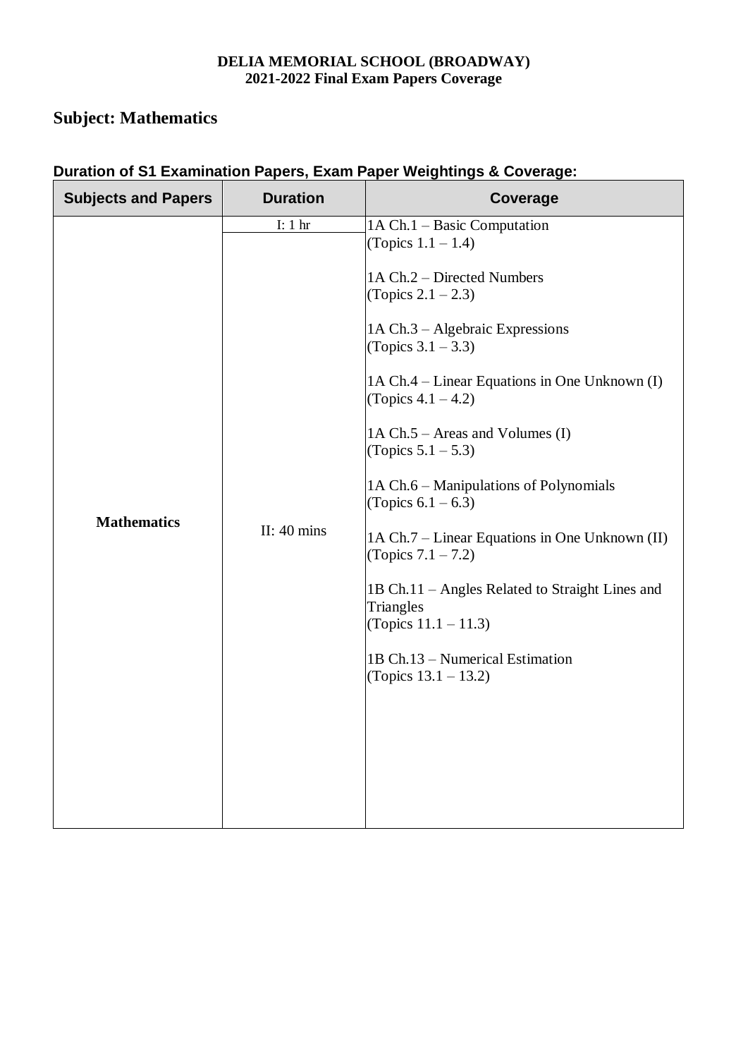**DELIA MEMORIAL SCHOOL (BROADWAY)**
**2021-2022 Final Exam Papers Coverage**

## Subject: Mathematics

### Duration of S1 Examination Papers, Exam Paper Weightings & Coverage:

| Subjects and Papers | Duration | Coverage |
|---|---|---|
| Mathematics | I: 1 hr<br>II: 40 mins | 1A Ch.1 – Basic Computation<br>(Topics 1.1 – 1.4)<br><br>1A Ch.2 – Directed Numbers<br>(Topics 2.1 – 2.3)<br><br>1A Ch.3 – Algebraic Expressions<br>(Topics 3.1 – 3.3)<br><br>1A Ch.4 – Linear Equations in One Unknown (I)<br>(Topics 4.1 – 4.2)<br><br>1A Ch.5 – Areas and Volumes (I)<br>(Topics 5.1 – 5.3)<br><br>1A Ch.6 – Manipulations of Polynomials<br>(Topics 6.1 – 6.3)<br><br>1A Ch.7 – Linear Equations in One Unknown (II)<br>(Topics 7.1 – 7.2)<br><br>1B Ch.11 – Angles Related to Straight Lines and Triangles<br>(Topics 11.1 – 11.3)<br><br>1B Ch.13 – Numerical Estimation<br>(Topics 13.1 – 13.2) |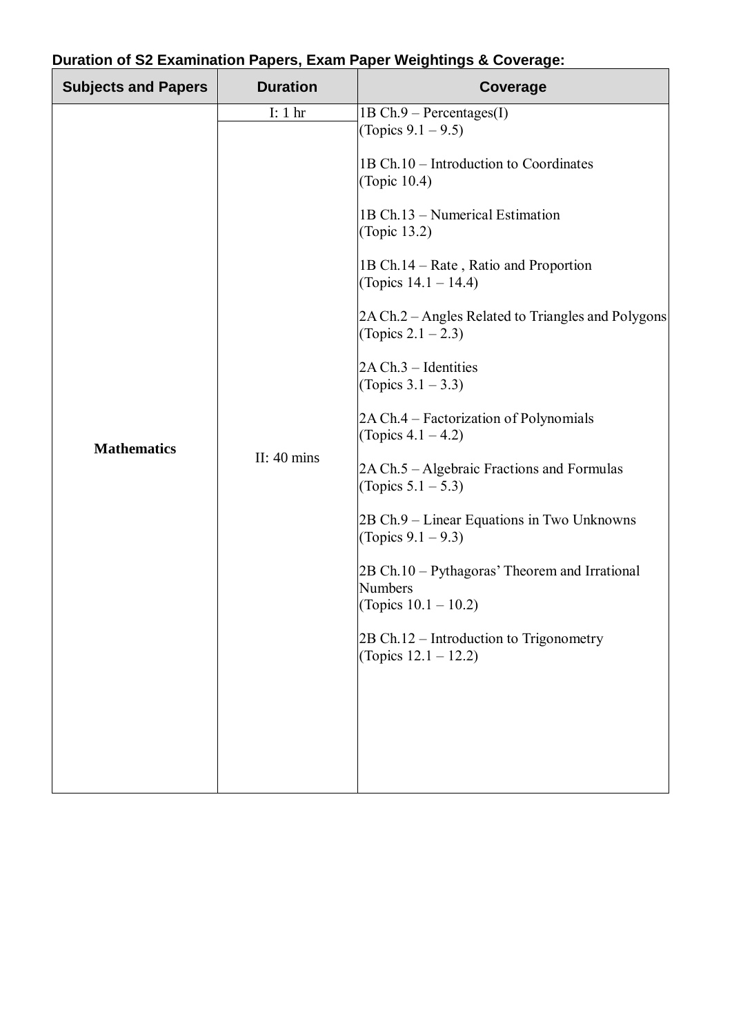**Duration of S2 Examination Papers, Exam Paper Weightings & Coverage:**

| Subjects and Papers | Duration | Coverage |
|---|---|---|
| **Mathematics** | I: 1 hr<br>II: 40 mins | 1B Ch.9 – Percentages(I)<br>(Topics 9.1 – 9.5)<br><br>1B Ch.10 – Introduction to Coordinates<br>(Topic 10.4)<br><br>1B Ch.13 – Numerical Estimation<br>(Topic 13.2)<br><br>1B Ch.14 – Rate , Ratio and Proportion<br>(Topics 14.1 – 14.4)<br><br>2A Ch.2 – Angles Related to Triangles and Polygons<br>(Topics 2.1 – 2.3)<br><br>2A Ch.3 – Identities<br>(Topics 3.1 – 3.3)<br><br>2A Ch.4 – Factorization of Polynomials<br>(Topics 4.1 – 4.2)<br><br>2A Ch.5 – Algebraic Fractions and Formulas<br>(Topics 5.1 – 5.3)<br><br>2B Ch.9 – Linear Equations in Two Unknowns<br>(Topics 9.1 – 9.3)<br><br>2B Ch.10 – Pythagoras' Theorem and Irrational Numbers<br>(Topics 10.1 – 10.2)<br><br>2B Ch.12 – Introduction to Trigonometry<br>(Topics 12.1 – 12.2) |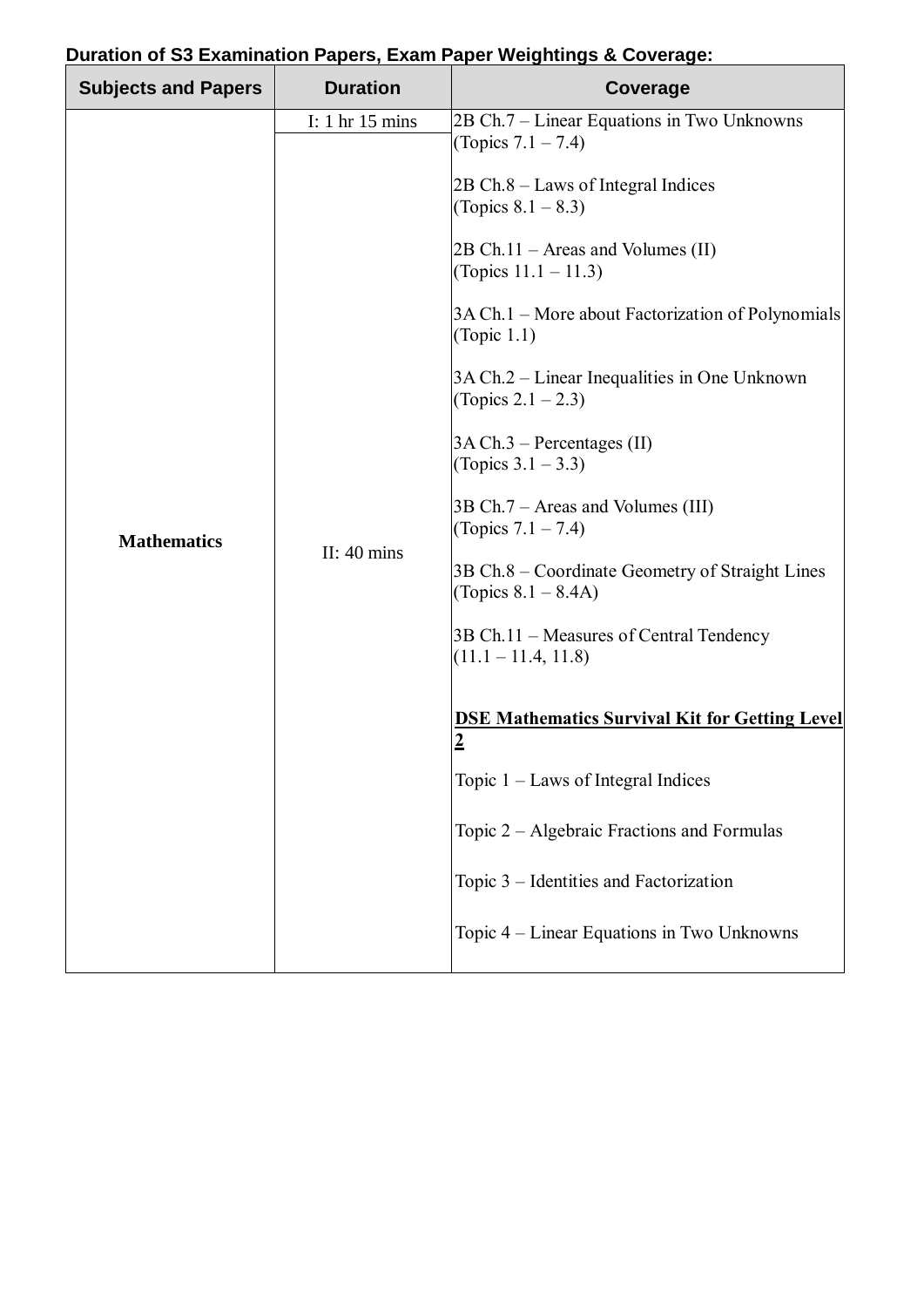**Duration of S3 Examination Papers, Exam Paper Weightings & Coverage:**

| Subjects and Papers | Duration | Coverage |
|---|---|---|
| **Mathematics** | I: 1 hr 15 mins<br>II: 40 mins | 2B Ch.7 – Linear Equations in Two Unknowns (Topics 7.1 – 7.4)<br><br>2B Ch.8 – Laws of Integral Indices (Topics 8.1 – 8.3)<br><br>2B Ch.11 – Areas and Volumes (II) (Topics 11.1 – 11.3)<br><br>3A Ch.1 – More about Factorization of Polynomials (Topic 1.1)<br><br>3A Ch.2 – Linear Inequalities in One Unknown (Topics 2.1 – 2.3)<br><br>3A Ch.3 – Percentages (II) (Topics 3.1 – 3.3)<br><br>3B Ch.7 – Areas and Volumes (III) (Topics 7.1 – 7.4)<br><br>3B Ch.8 – Coordinate Geometry of Straight Lines (Topics 8.1 – 8.4A)<br><br>3B Ch.11 – Measures of Central Tendency (11.1 – 11.4, 11.8)<br><br>**DSE Mathematics Survival Kit for Getting Level 2**<br><br>Topic 1 – Laws of Integral Indices<br><br>Topic 2 – Algebraic Fractions and Formulas<br><br>Topic 3 – Identities and Factorization<br><br>Topic 4 – Linear Equations in Two Unknowns |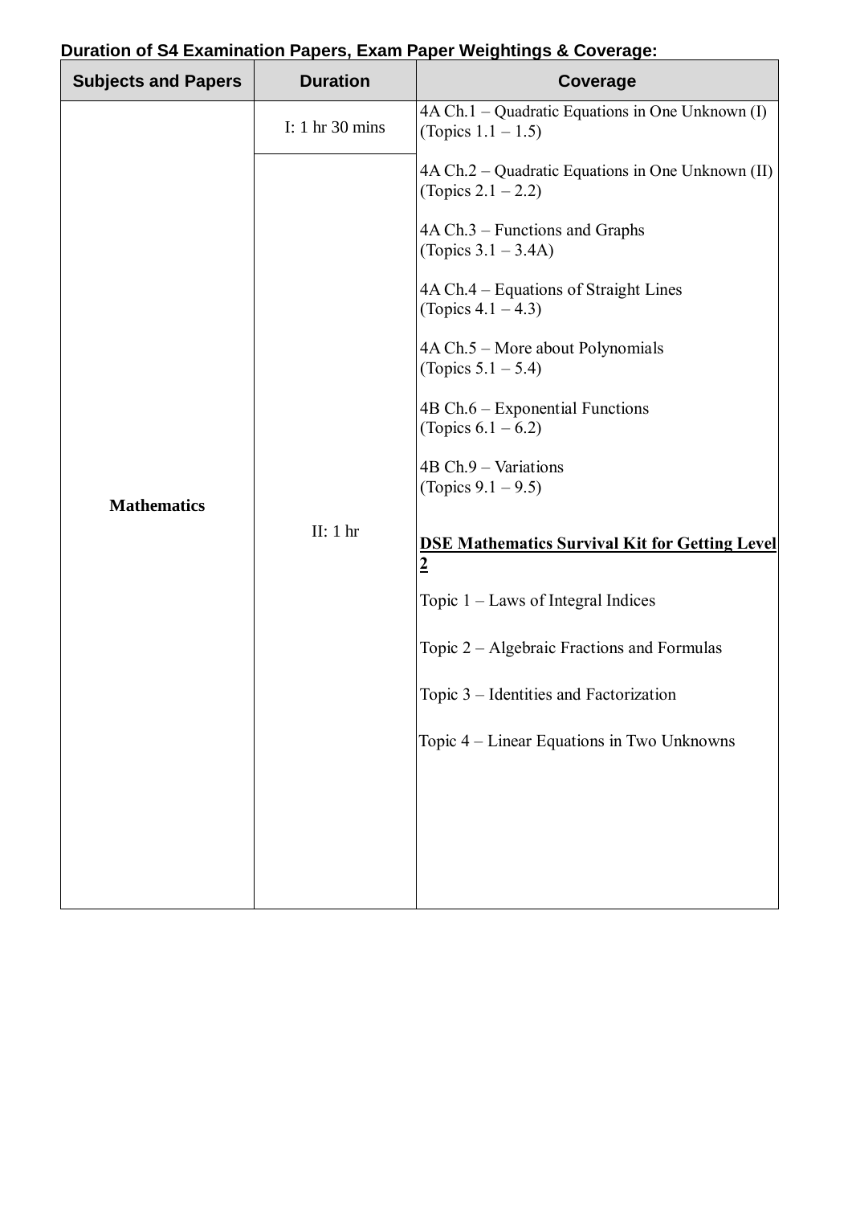**Duration of S4 Examination Papers, Exam Paper Weightings & Coverage:**

| Subjects and Papers | Duration | Coverage |
|---|---|---|
| **Mathematics** | I: 1 hr 30 mins | 4A Ch.1 – Quadratic Equations in One Unknown (I) (Topics 1.1 – 1.5) |
| | II: 1 hr | 4A Ch.2 – Quadratic Equations in One Unknown (II) (Topics 2.1 – 2.2)<br><br>4A Ch.3 – Functions and Graphs (Topics 3.1 – 3.4A)<br><br>4A Ch.4 – Equations of Straight Lines (Topics 4.1 – 4.3)<br><br>4A Ch.5 – More about Polynomials (Topics 5.1 – 5.4)<br><br>4B Ch.6 – Exponential Functions (Topics 6.1 – 6.2)<br><br>4B Ch.9 – Variations (Topics 9.1 – 9.5)<br><br>**DSE Mathematics Survival Kit for Getting Level 2**<br><br>Topic 1 – Laws of Integral Indices<br><br>Topic 2 – Algebraic Fractions and Formulas<br><br>Topic 3 – Identities and Factorization<br><br>Topic 4 – Linear Equations in Two Unknowns |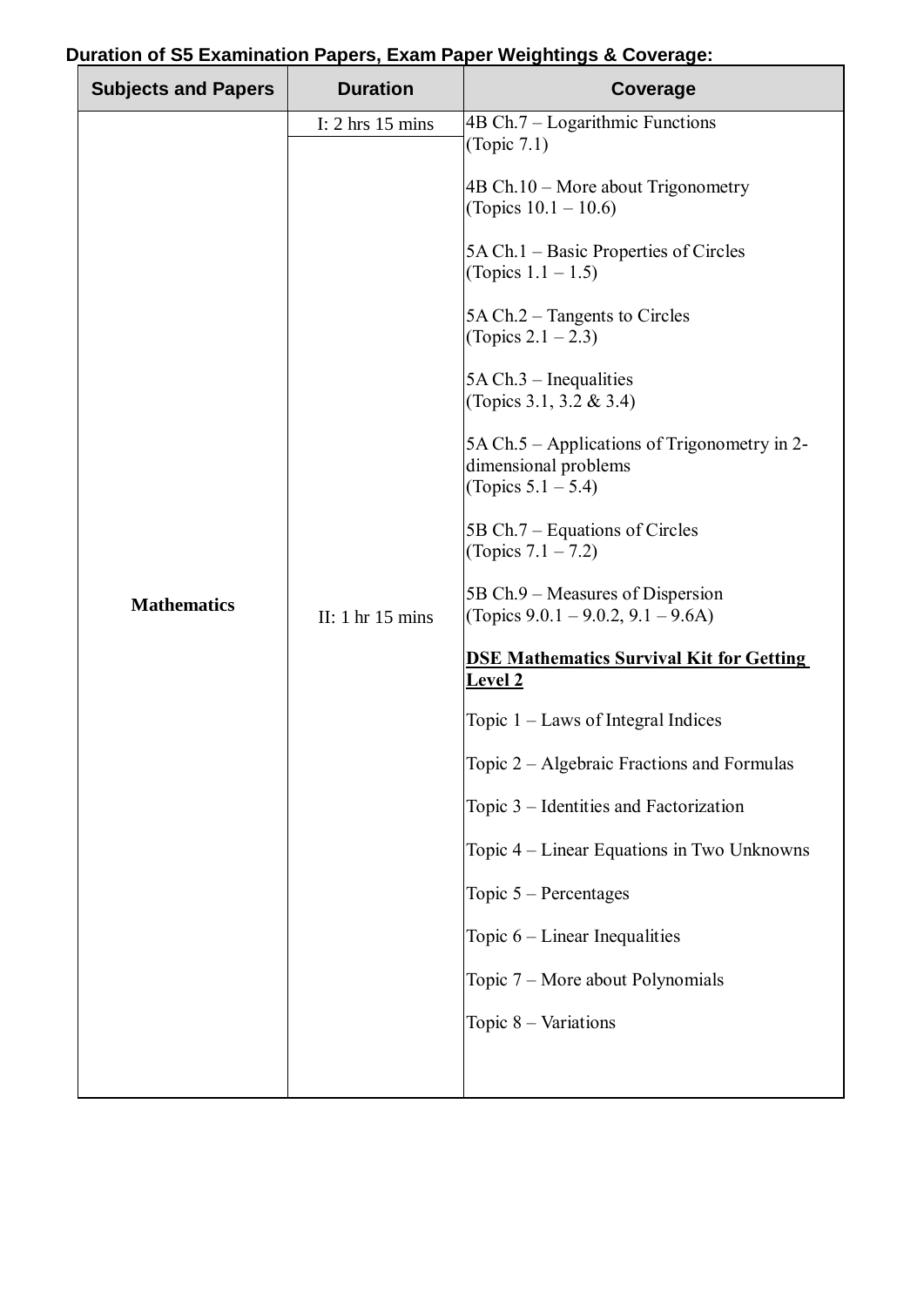**Duration of S5 Examination Papers, Exam Paper Weightings & Coverage:**

| Subjects and Papers | Duration | Coverage |
|---|---|---|
| **Mathematics** | I: 2 hrs 15 mins<br>II: 1 hr 15 mins | 4B Ch.7 – Logarithmic Functions (Topic 7.1)<br><br>4B Ch.10 – More about Trigonometry (Topics 10.1 – 10.6)<br><br>5A Ch.1 – Basic Properties of Circles (Topics 1.1 – 1.5)<br><br>5A Ch.2 – Tangents to Circles (Topics 2.1 – 2.3)<br><br>5A Ch.3 – Inequalities (Topics 3.1, 3.2 & 3.4)<br><br>5A Ch.5 – Applications of Trigonometry in 2-dimensional problems (Topics 5.1 – 5.4)<br><br>5B Ch.7 – Equations of Circles (Topics 7.1 – 7.2)<br><br>5B Ch.9 – Measures of Dispersion (Topics 9.0.1 – 9.0.2, 9.1 – 9.6A)<br><br>**DSE Mathematics Survival Kit for Getting Level 2**<br><br>Topic 1 – Laws of Integral Indices<br><br>Topic 2 – Algebraic Fractions and Formulas<br><br>Topic 3 – Identities and Factorization<br><br>Topic 4 – Linear Equations in Two Unknowns<br><br>Topic 5 – Percentages<br><br>Topic 6 – Linear Inequalities<br><br>Topic 7 – More about Polynomials<br><br>Topic 8 – Variations |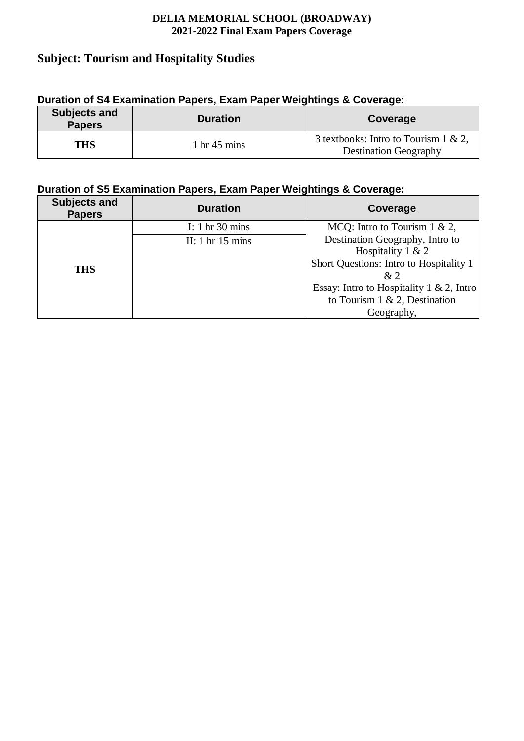**DELIA MEMORIAL SCHOOL (BROADWAY)**
**2021-2022 Final Exam Papers Coverage**

## Subject: Tourism and Hospitality Studies

### Duration of S4 Examination Papers, Exam Paper Weightings & Coverage:

| Subjects and Papers | Duration | Coverage |
|---|---|---|
| **THS** | 1 hr 45 mins | 3 textbooks: Intro to Tourism 1 & 2, Destination Geography |

### Duration of S5 Examination Papers, Exam Paper Weightings & Coverage:

| Subjects and Papers | Duration | Coverage |
|---|---|---|
| **THS** | I: 1 hr 30 mins<br>II: 1 hr 15 mins | MCQ: Intro to Tourism 1 & 2, Destination Geography, Intro to Hospitality 1 & 2<br>Short Questions: Intro to Hospitality 1 & 2<br>Essay: Intro to Hospitality 1 & 2, Intro to Tourism 1 & 2, Destination Geography, |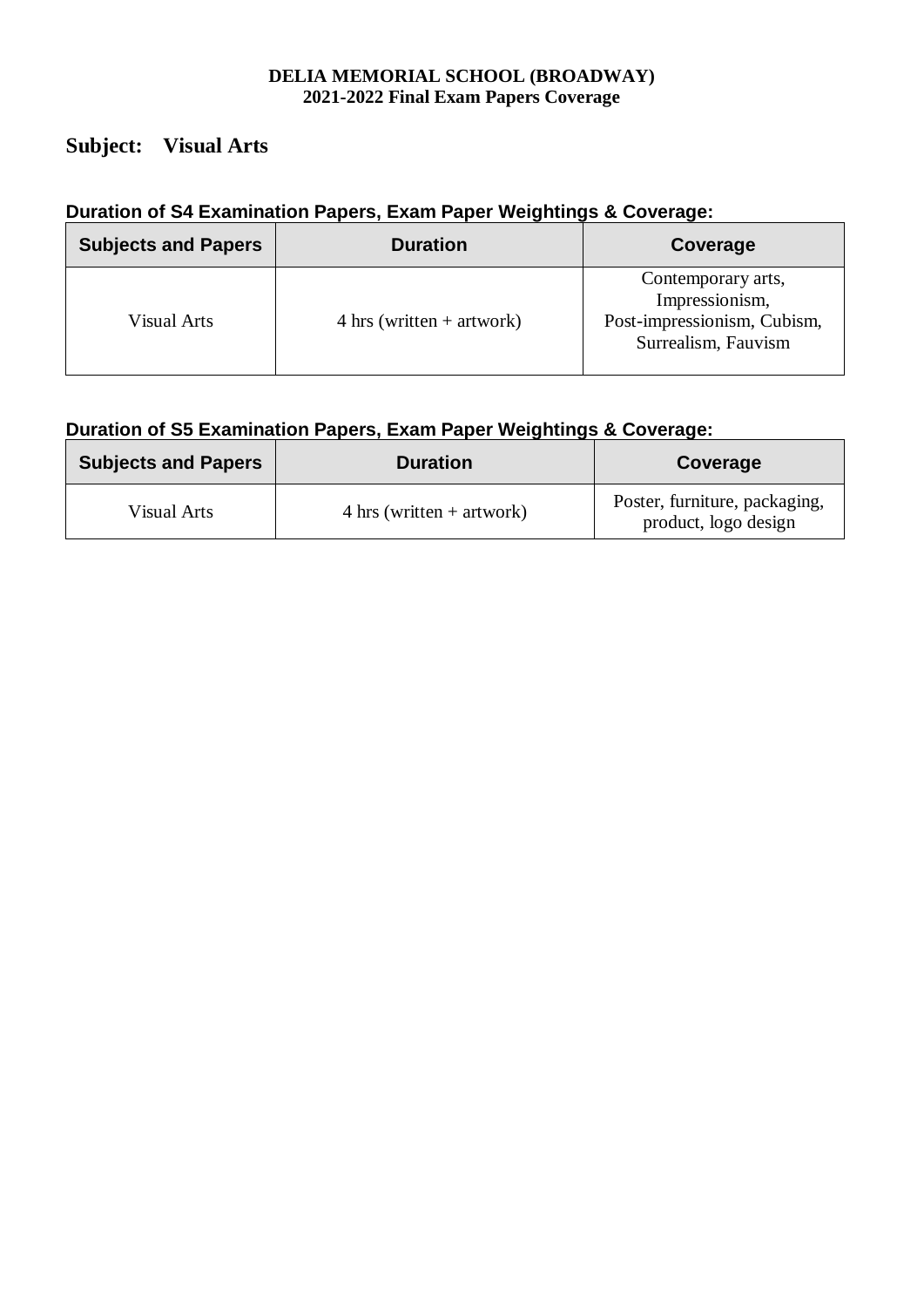**DELIA MEMORIAL SCHOOL (BROADWAY)**
**2021-2022 Final Exam Papers Coverage**

## Subject: Visual Arts

### Duration of S4 Examination Papers, Exam Paper Weightings & Coverage:

| Subjects and Papers | Duration | Coverage |
| --- | --- | --- |
| Visual Arts | 4 hrs (written + artwork) | Contemporary arts, Impressionism, Post-impressionism, Cubism, Surrealism, Fauvism |

### Duration of S5 Examination Papers, Exam Paper Weightings & Coverage:

| Subjects and Papers | Duration | Coverage |
| --- | --- | --- |
| Visual Arts | 4 hrs (written + artwork) | Poster, furniture, packaging, product, logo design |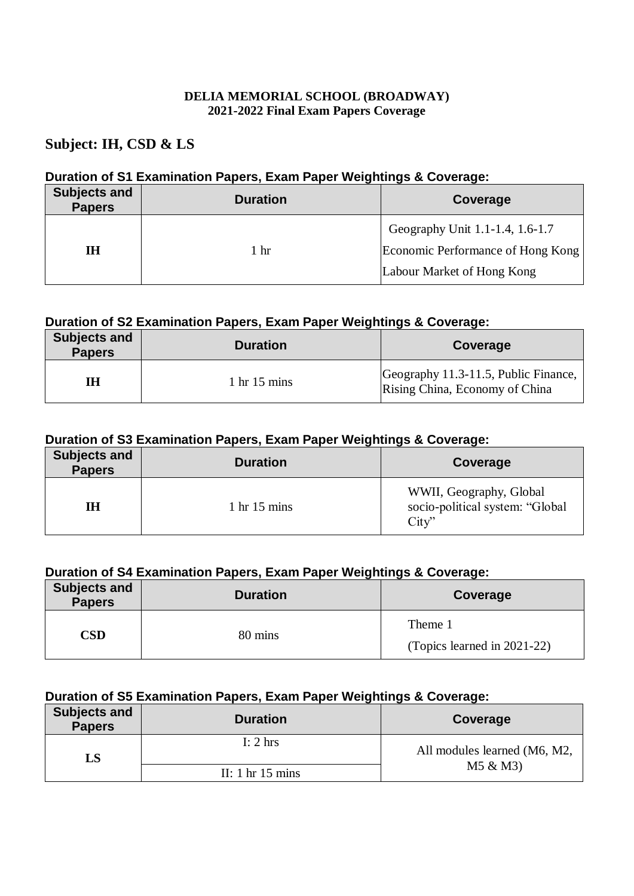**DELIA MEMORIAL SCHOOL (BROADWAY)**
**2021-2022 Final Exam Papers Coverage**

## Subject: IH, CSD & LS

### Duration of S1 Examination Papers, Exam Paper Weightings & Coverage:

| Subjects and Papers | Duration | Coverage |
|---|---|---|
| **IH** | 1 hr | Geography Unit 1.1-1.4, 1.6-1.7<br>Economic Performance of Hong Kong<br>Labour Market of Hong Kong |

### Duration of S2 Examination Papers, Exam Paper Weightings & Coverage:

| Subjects and Papers | Duration | Coverage |
|---|---|---|
| **IH** | 1 hr 15 mins | Geography 11.3-11.5, Public Finance, Rising China, Economy of China |

### Duration of S3 Examination Papers, Exam Paper Weightings & Coverage:

| Subjects and Papers | Duration | Coverage |
|---|---|---|
| **IH** | 1 hr 15 mins | WWII, Geography, Global socio-political system: "Global City" |

### Duration of S4 Examination Papers, Exam Paper Weightings & Coverage:

| Subjects and Papers | Duration | Coverage |
|---|---|---|
| **CSD** | 80 mins | Theme 1<br>(Topics learned in 2021-22) |

### Duration of S5 Examination Papers, Exam Paper Weightings & Coverage:

| Subjects and Papers | Duration | Coverage |
|---|---|---|
| **LS** | I: 2 hrs | All modules learned (M6, M2, M5 & M3) |
| | II: 1 hr 15 mins | |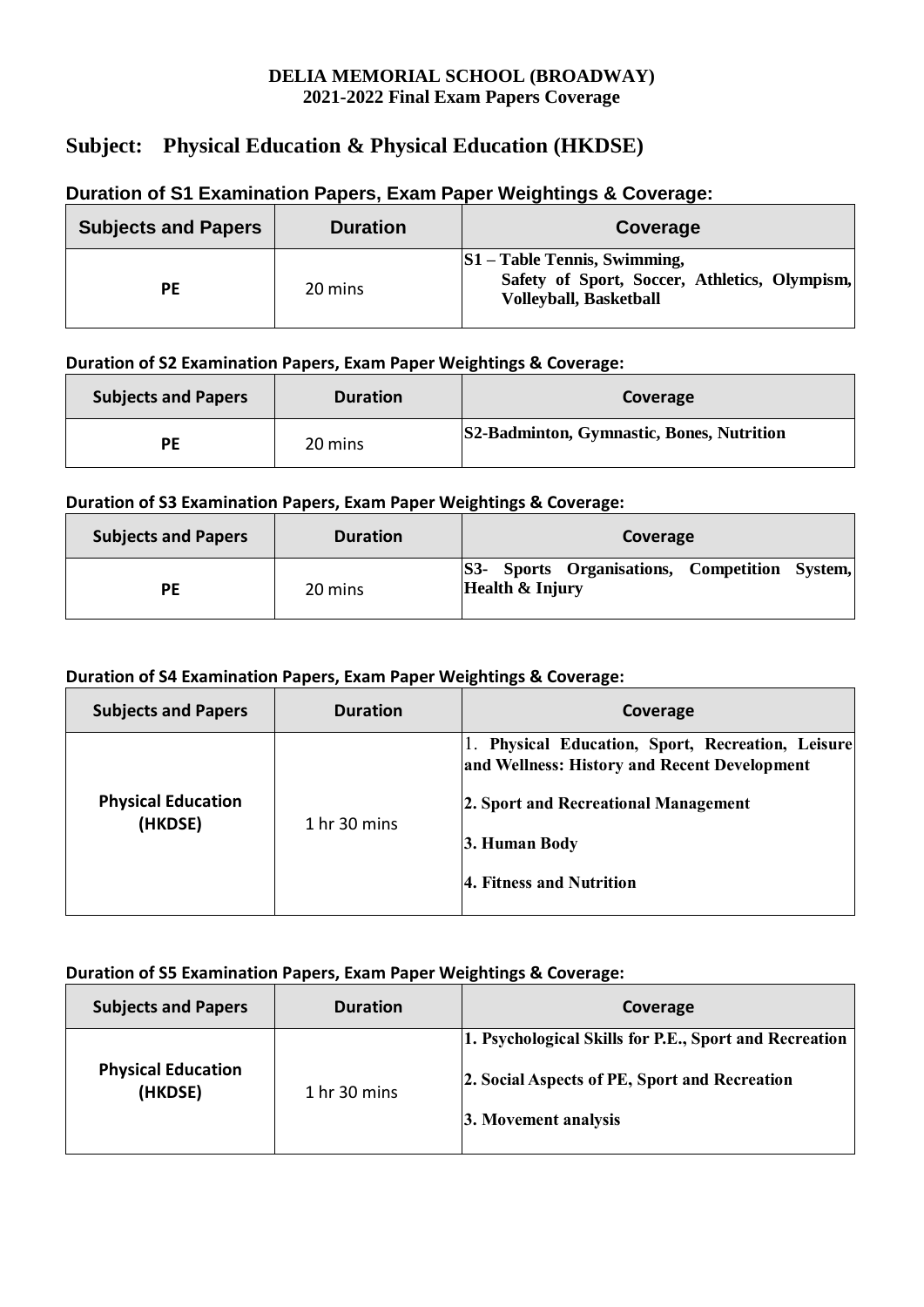**DELIA MEMORIAL SCHOOL (BROADWAY)**
**2021-2022 Final Exam Papers Coverage**

## Subject: Physical Education & Physical Education (HKDSE)

### Duration of S1 Examination Papers, Exam Paper Weightings & Coverage:

| Subjects and Papers | Duration | Coverage |
|---|---|---|
| **PE** | 20 mins | **S1 – Table Tennis, Swimming, Safety of Sport, Soccer, Athletics, Olympism, Volleyball, Basketball** |

### Duration of S2 Examination Papers, Exam Paper Weightings & Coverage:

| Subjects and Papers | Duration | Coverage |
|---|---|---|
| **PE** | 20 mins | **S2-Badminton, Gymnastic, Bones, Nutrition** |

### Duration of S3 Examination Papers, Exam Paper Weightings & Coverage:

| Subjects and Papers | Duration | Coverage |
|---|---|---|
| **PE** | 20 mins | **S3- Sports Organisations, Competition System, Health & Injury** |

### Duration of S4 Examination Papers, Exam Paper Weightings & Coverage:

| Subjects and Papers | Duration | Coverage |
|---|---|---|
| **Physical Education (HKDSE)** | 1 hr 30 mins | 1. **Physical Education, Sport, Recreation, Leisure and Wellness: History and Recent Development**<br>**2. Sport and Recreational Management**<br>**3. Human Body**<br>**4. Fitness and Nutrition** |

### Duration of S5 Examination Papers, Exam Paper Weightings & Coverage:

| Subjects and Papers | Duration | Coverage |
|---|---|---|
| **Physical Education (HKDSE)** | 1 hr 30 mins | **1. Psychological Skills for P.E., Sport and Recreation**<br>**2. Social Aspects of PE, Sport and Recreation**<br>**3. Movement analysis** |